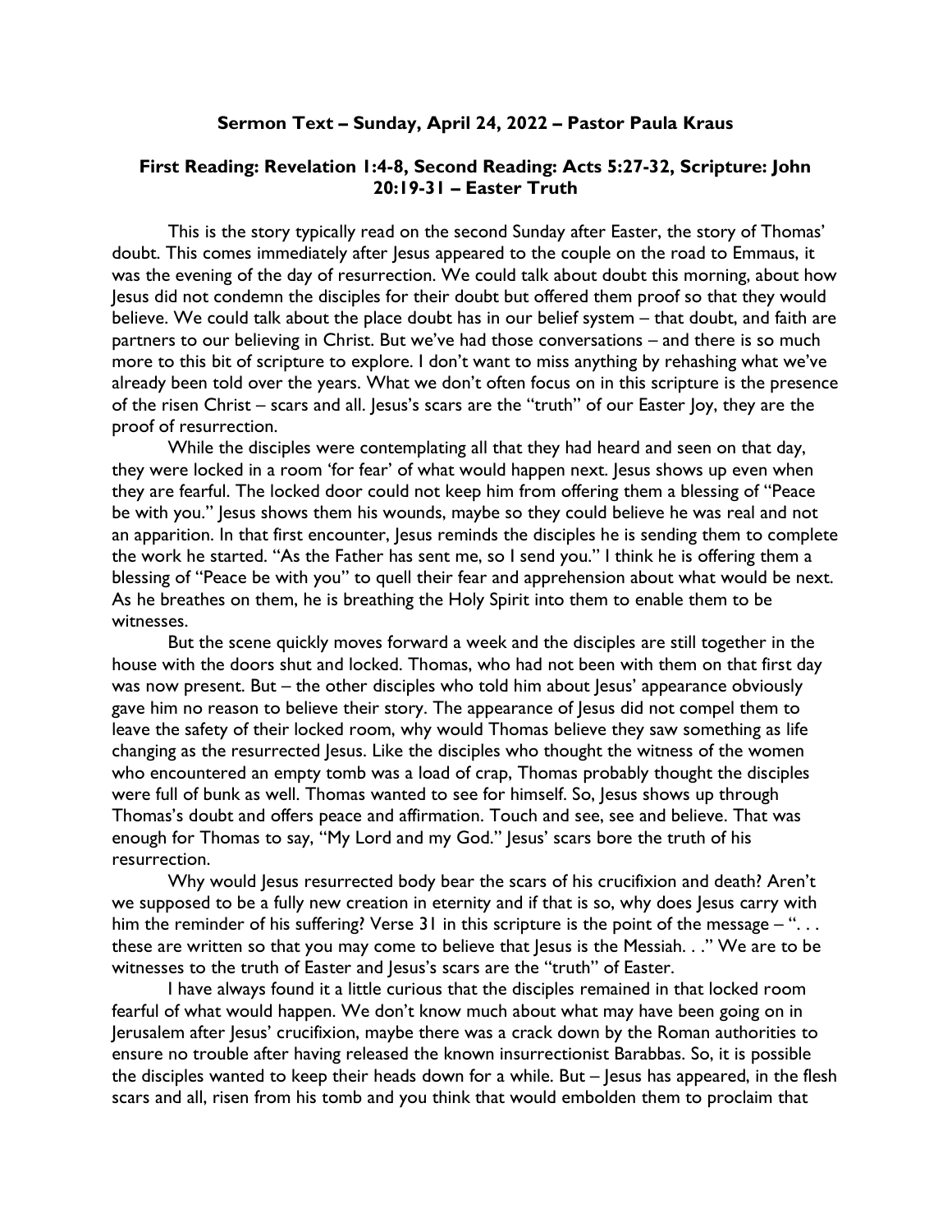**Sermon Text – Sunday, April 24, 2022 – Pastor Paula Kraus**

**First Reading: Revelation 1:4-8, Second Reading: Acts 5:27-32, Scripture: John 20:19-31 – Easter Truth**

This is the story typically read on the second Sunday after Easter, the story of Thomas' doubt. This comes immediately after Jesus appeared to the couple on the road to Emmaus, it was the evening of the day of resurrection. We could talk about doubt this morning, about how Jesus did not condemn the disciples for their doubt but offered them proof so that they would believe. We could talk about the place doubt has in our belief system – that doubt, and faith are partners to our believing in Christ. But we've had those conversations – and there is so much more to this bit of scripture to explore. I don't want to miss anything by rehashing what we've already been told over the years. What we don't often focus on in this scripture is the presence of the risen Christ – scars and all. Jesus's scars are the "truth" of our Easter Joy, they are the proof of resurrection.

While the disciples were contemplating all that they had heard and seen on that day, they were locked in a room 'for fear' of what would happen next. Jesus shows up even when they are fearful. The locked door could not keep him from offering them a blessing of "Peace be with you." Jesus shows them his wounds, maybe so they could believe he was real and not an apparition. In that first encounter, Jesus reminds the disciples he is sending them to complete the work he started. "As the Father has sent me, so I send you." I think he is offering them a blessing of "Peace be with you" to quell their fear and apprehension about what would be next. As he breathes on them, he is breathing the Holy Spirit into them to enable them to be witnesses.

But the scene quickly moves forward a week and the disciples are still together in the house with the doors shut and locked. Thomas, who had not been with them on that first day was now present. But – the other disciples who told him about Jesus' appearance obviously gave him no reason to believe their story. The appearance of Jesus did not compel them to leave the safety of their locked room, why would Thomas believe they saw something as life changing as the resurrected Jesus. Like the disciples who thought the witness of the women who encountered an empty tomb was a load of crap, Thomas probably thought the disciples were full of bunk as well. Thomas wanted to see for himself. So, Jesus shows up through Thomas's doubt and offers peace and affirmation. Touch and see, see and believe. That was enough for Thomas to say, "My Lord and my God." Jesus' scars bore the truth of his resurrection.

Why would Jesus resurrected body bear the scars of his crucifixion and death? Aren't we supposed to be a fully new creation in eternity and if that is so, why does Jesus carry with him the reminder of his suffering? Verse 31 in this scripture is the point of the message – ". . . these are written so that you may come to believe that Jesus is the Messiah. . ." We are to be witnesses to the truth of Easter and Jesus's scars are the "truth" of Easter.

I have always found it a little curious that the disciples remained in that locked room fearful of what would happen. We don't know much about what may have been going on in Jerusalem after Jesus' crucifixion, maybe there was a crack down by the Roman authorities to ensure no trouble after having released the known insurrectionist Barabbas. So, it is possible the disciples wanted to keep their heads down for a while. But – Jesus has appeared, in the flesh scars and all, risen from his tomb and you think that would embolden them to proclaim that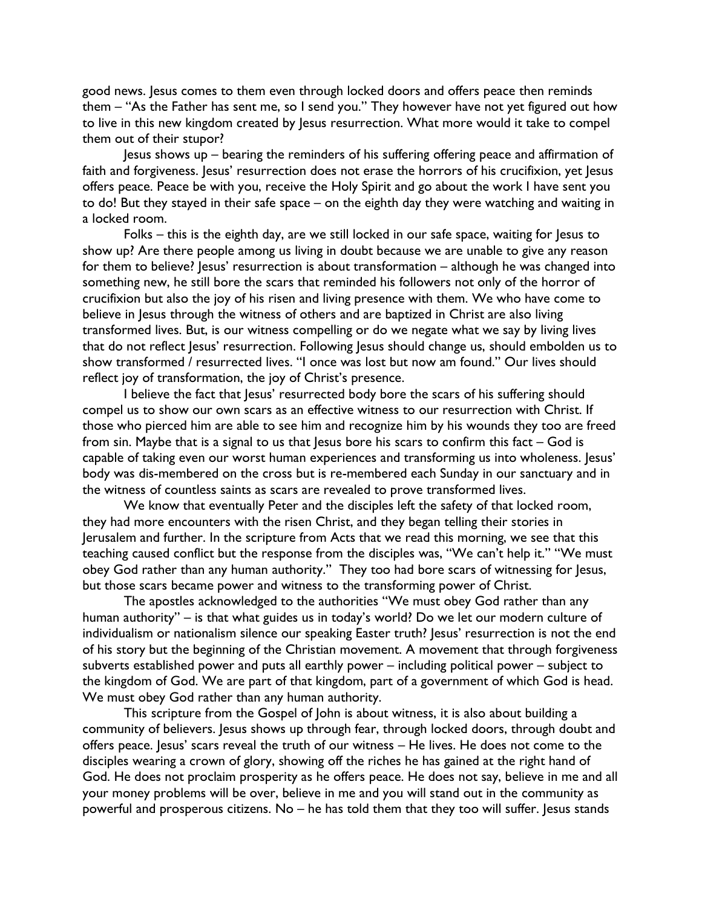good news. Jesus comes to them even through locked doors and offers peace then reminds them – "As the Father has sent me, so I send you." They however have not yet figured out how to live in this new kingdom created by Jesus resurrection. What more would it take to compel them out of their stupor?

Jesus shows up – bearing the reminders of his suffering offering peace and affirmation of faith and forgiveness. Jesus' resurrection does not erase the horrors of his crucifixion, yet Jesus offers peace. Peace be with you, receive the Holy Spirit and go about the work I have sent you to do! But they stayed in their safe space – on the eighth day they were watching and waiting in a locked room.

Folks – this is the eighth day, are we still locked in our safe space, waiting for Jesus to show up? Are there people among us living in doubt because we are unable to give any reason for them to believe? Jesus' resurrection is about transformation – although he was changed into something new, he still bore the scars that reminded his followers not only of the horror of crucifixion but also the joy of his risen and living presence with them. We who have come to believe in Jesus through the witness of others and are baptized in Christ are also living transformed lives. But, is our witness compelling or do we negate what we say by living lives that do not reflect Jesus' resurrection. Following Jesus should change us, should embolden us to show transformed / resurrected lives. "I once was lost but now am found." Our lives should reflect joy of transformation, the joy of Christ's presence.

I believe the fact that Jesus' resurrected body bore the scars of his suffering should compel us to show our own scars as an effective witness to our resurrection with Christ. If those who pierced him are able to see him and recognize him by his wounds they too are freed from sin. Maybe that is a signal to us that Jesus bore his scars to confirm this fact – God is capable of taking even our worst human experiences and transforming us into wholeness. Jesus' body was dis-membered on the cross but is re-membered each Sunday in our sanctuary and in the witness of countless saints as scars are revealed to prove transformed lives.

We know that eventually Peter and the disciples left the safety of that locked room, they had more encounters with the risen Christ, and they began telling their stories in Jerusalem and further. In the scripture from Acts that we read this morning, we see that this teaching caused conflict but the response from the disciples was, "We can't help it." "We must obey God rather than any human authority." They too had bore scars of witnessing for Jesus, but those scars became power and witness to the transforming power of Christ.

The apostles acknowledged to the authorities "We must obey God rather than any human authority" – is that what guides us in today's world? Do we let our modern culture of individualism or nationalism silence our speaking Easter truth? Jesus' resurrection is not the end of his story but the beginning of the Christian movement. A movement that through forgiveness subverts established power and puts all earthly power – including political power – subject to the kingdom of God. We are part of that kingdom, part of a government of which God is head. We must obey God rather than any human authority.

This scripture from the Gospel of John is about witness, it is also about building a community of believers. Jesus shows up through fear, through locked doors, through doubt and offers peace. Jesus' scars reveal the truth of our witness – He lives. He does not come to the disciples wearing a crown of glory, showing off the riches he has gained at the right hand of God. He does not proclaim prosperity as he offers peace. He does not say, believe in me and all your money problems will be over, believe in me and you will stand out in the community as powerful and prosperous citizens. No – he has told them that they too will suffer. Jesus stands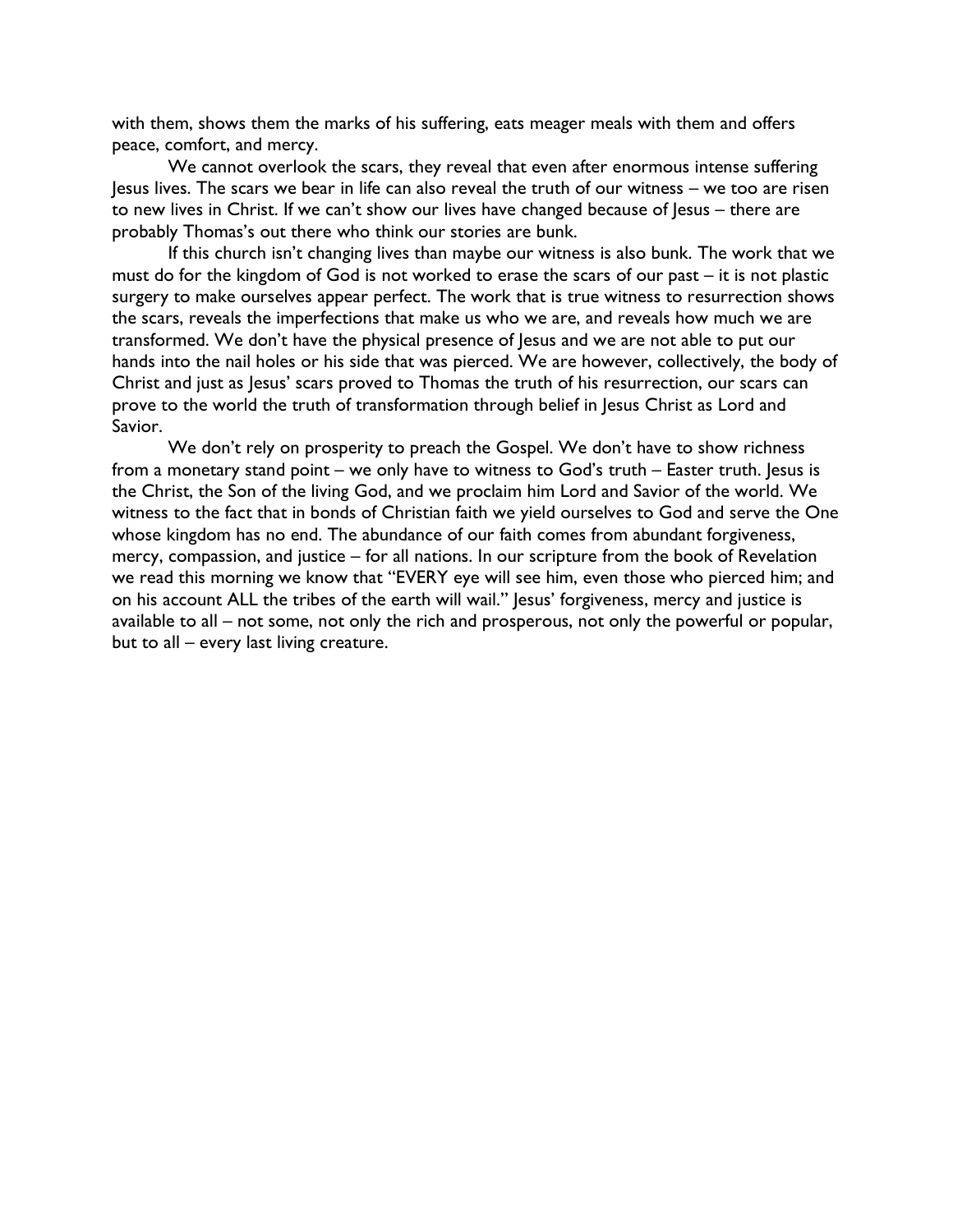with them, shows them the marks of his suffering, eats meager meals with them and offers peace, comfort, and mercy.

We cannot overlook the scars, they reveal that even after enormous intense suffering Jesus lives. The scars we bear in life can also reveal the truth of our witness – we too are risen to new lives in Christ. If we can't show our lives have changed because of Jesus – there are probably Thomas's out there who think our stories are bunk.

If this church isn't changing lives than maybe our witness is also bunk. The work that we must do for the kingdom of God is not worked to erase the scars of our past – it is not plastic surgery to make ourselves appear perfect. The work that is true witness to resurrection shows the scars, reveals the imperfections that make us who we are, and reveals how much we are transformed. We don't have the physical presence of Jesus and we are not able to put our hands into the nail holes or his side that was pierced. We are however, collectively, the body of Christ and just as Jesus' scars proved to Thomas the truth of his resurrection, our scars can prove to the world the truth of transformation through belief in Jesus Christ as Lord and Savior.

We don't rely on prosperity to preach the Gospel. We don't have to show richness from a monetary stand point – we only have to witness to God's truth – Easter truth. Jesus is the Christ, the Son of the living God, and we proclaim him Lord and Savior of the world. We witness to the fact that in bonds of Christian faith we yield ourselves to God and serve the One whose kingdom has no end. The abundance of our faith comes from abundant forgiveness, mercy, compassion, and justice – for all nations. In our scripture from the book of Revelation we read this morning we know that "EVERY eye will see him, even those who pierced him; and on his account ALL the tribes of the earth will wail." Jesus' forgiveness, mercy and justice is available to all – not some, not only the rich and prosperous, not only the powerful or popular, but to all – every last living creature.